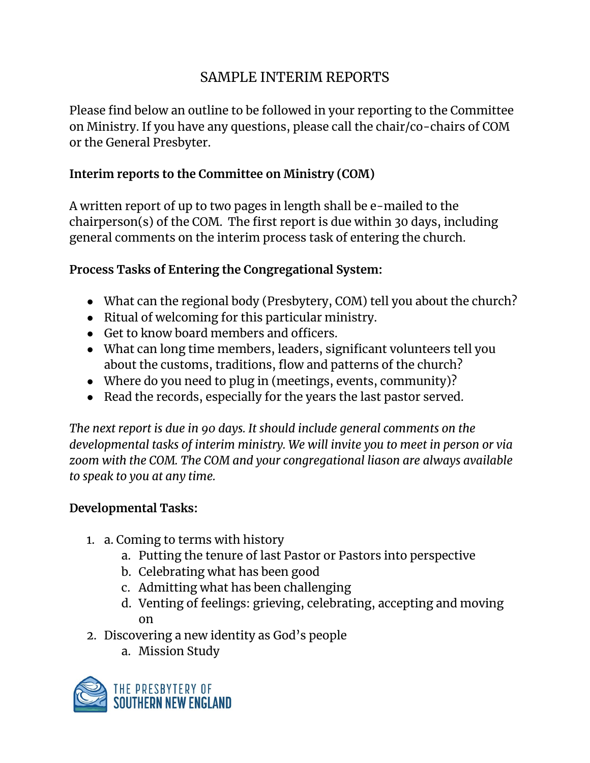# SAMPLE INTERIM REPORTS

Please find below an outline to be followed in your reporting to the Committee on Ministry. If you have any questions, please call the chair/co-chairs of COM or the General Presbyter.

**Interim reports to the Committee on Ministry (COM)**

A written report of up to two pages in length shall be e-mailed to the chairperson(s) of the COM. The first report is due within 30 days, including general comments on the interim process task of entering the church.

**Process Tasks of Entering the Congregational System:**

- What can the regional body (Presbytery, COM) tell you about the church?
- Ritual of welcoming for this particular ministry.
- Get to know board members and officers.
- What can long time members, leaders, significant volunteers tell you about the customs, traditions, flow and patterns of the church?
- Where do you need to plug in (meetings, events, community)?
- Read the records, especially for the years the last pastor served.

*The next report is due in 90 days. It should include general comments on the developmental tasks of interim ministry. We will invite you to meet in person or via zoom with the COM. The COM and your congregational liason are always available to speak to you at any time.*

**Developmental Tasks:**

1. a. Coming to terms with history
    a. Putting the tenure of last Pastor or Pastors into perspective
    b. Celebrating what has been good
    c. Admitting what has been challenging
    d. Venting of feelings: grieving, celebrating, accepting and moving on
2. Discovering a new identity as God's people
    a. Mission Study

THE PRESBYTERY OF SOUTHERN NEW ENGLAND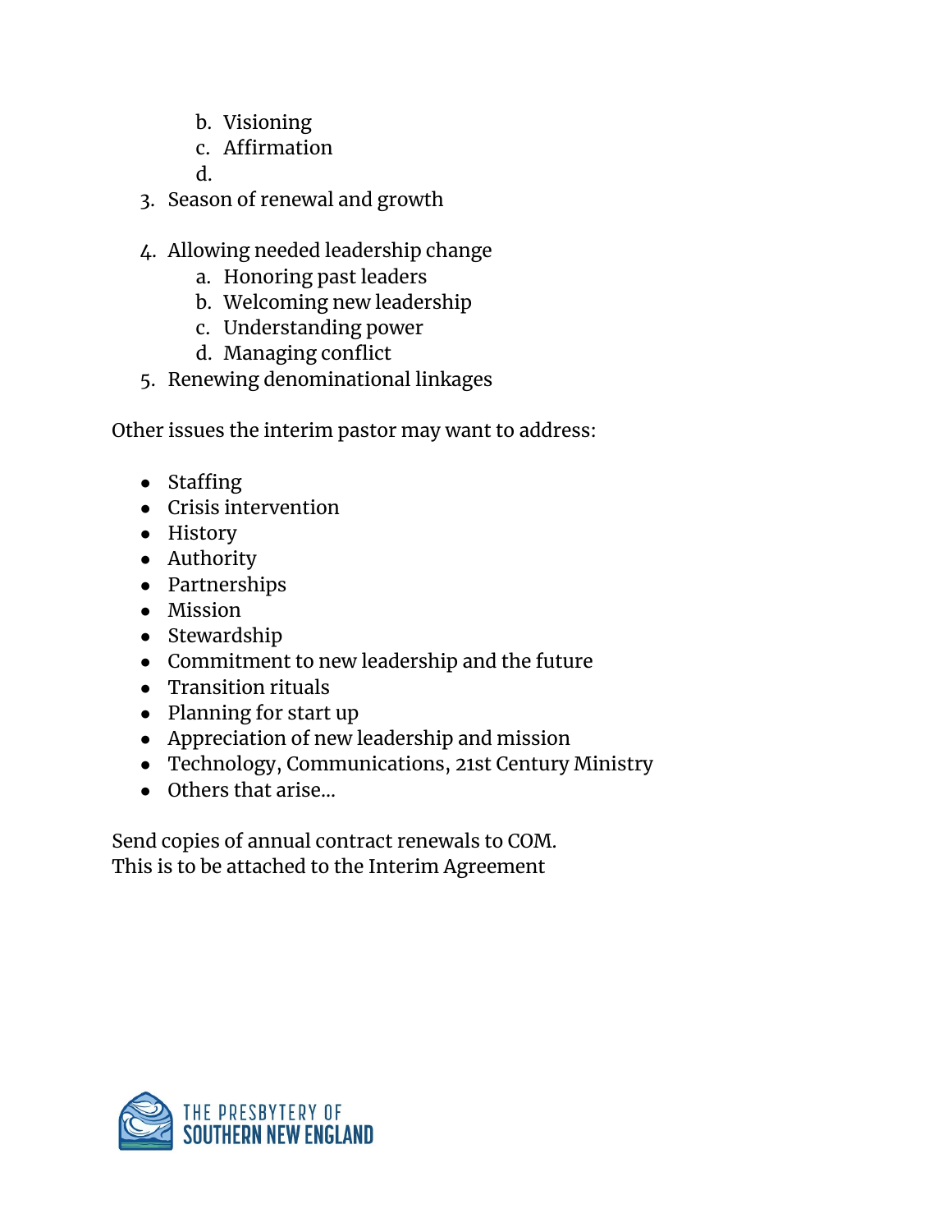b. Visioning
   c. Affirmation
   d.
3. Season of renewal and growth

4. Allowing needed leadership change
   a. Honoring past leaders
   b. Welcoming new leadership
   c. Understanding power
   d. Managing conflict
5. Renewing denominational linkages

Other issues the interim pastor may want to address:

- Staffing
- Crisis intervention
- History
- Authority
- Partnerships
- Mission
- Stewardship
- Commitment to new leadership and the future
- Transition rituals
- Planning for start up
- Appreciation of new leadership and mission
- Technology, Communications, 21st Century Ministry
- Others that arise...

Send copies of annual contract renewals to COM.
This is to be attached to the Interim Agreement

THE PRESBYTERY OF SOUTHERN NEW ENGLAND